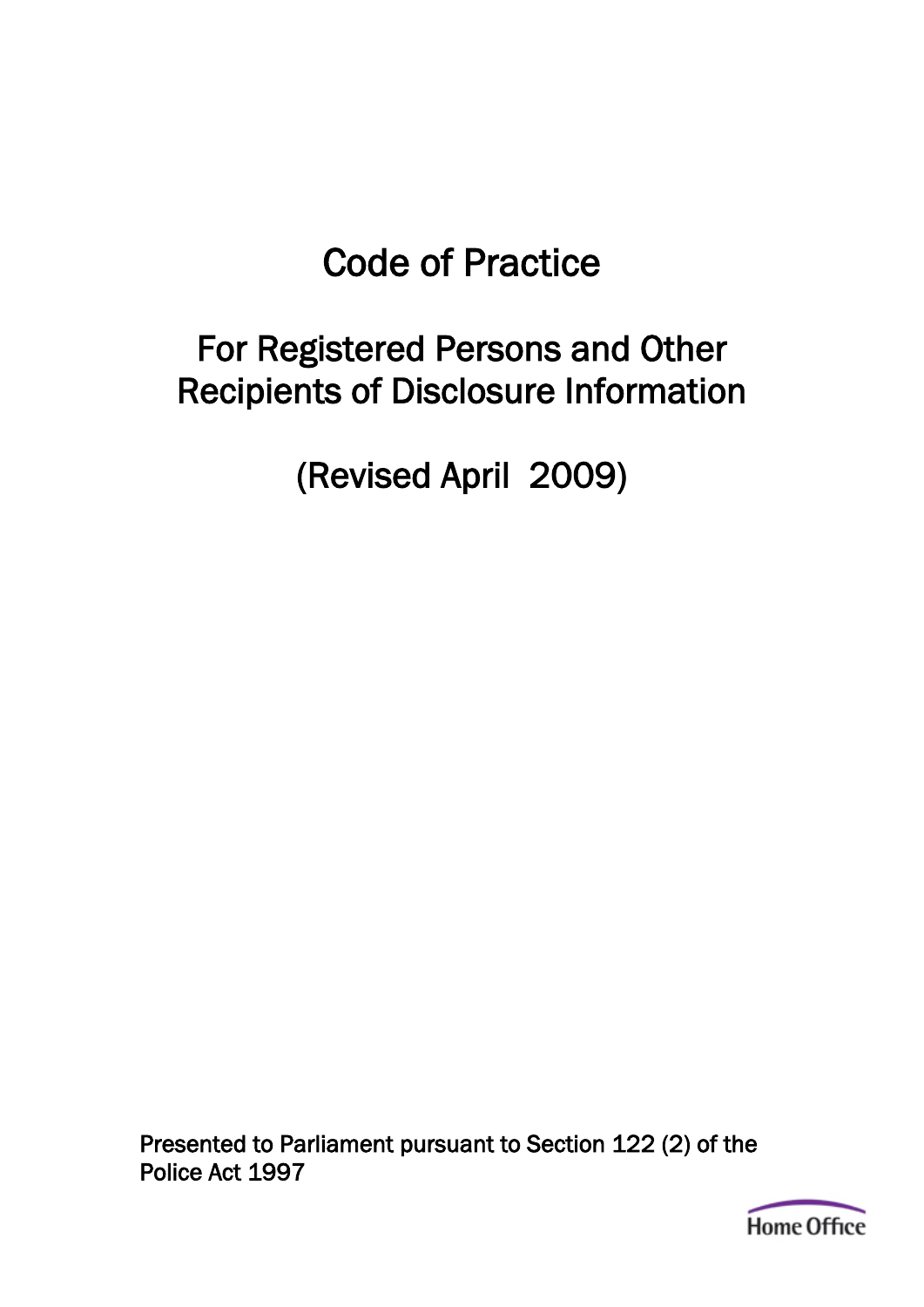# Code of Practice

## For Registered Persons and Other Recipients of Disclosure Information

## (Revised April 2009)

Presented to Parliament pursuant to Section 122 (2) of the Police Act 1997

Home Office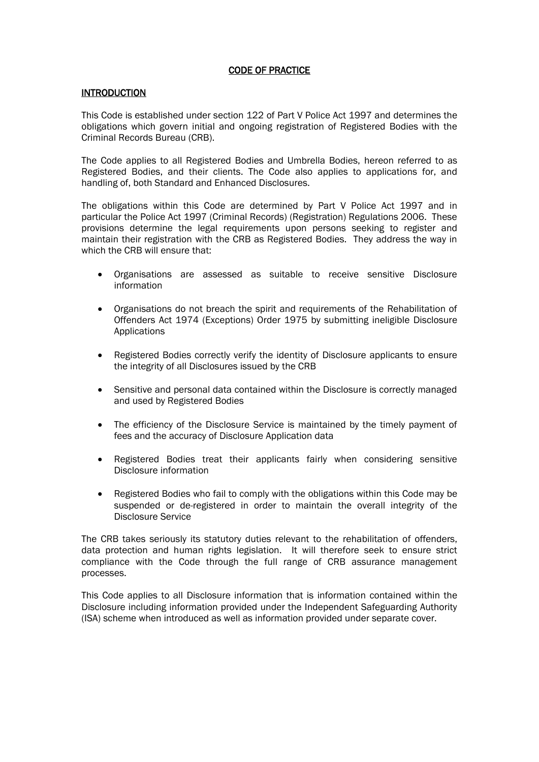# CODE OF PRACTICE

## INTRODUCTION

This Code is established under section 122 of Part V Police Act 1997 and determines the obligations which govern initial and ongoing registration of Registered Bodies with the Criminal Records Bureau (CRB).

The Code applies to all Registered Bodies and Umbrella Bodies, hereon referred to as Registered Bodies, and their clients. The Code also applies to applications for, and handling of, both Standard and Enhanced Disclosures.

The obligations within this Code are determined by Part V Police Act 1997 and in particular the Police Act 1997 (Criminal Records) (Registration) Regulations 2006. These provisions determine the legal requirements upon persons seeking to register and maintain their registration with the CRB as Registered Bodies. They address the way in which the CRB will ensure that:

- Organisations are assessed as suitable to receive sensitive Disclosure information
- Organisations do not breach the spirit and requirements of the Rehabilitation of Offenders Act 1974 (Exceptions) Order 1975 by submitting ineligible Disclosure Applications
- Registered Bodies correctly verify the identity of Disclosure applicants to ensure the integrity of all Disclosures issued by the CRB
- Sensitive and personal data contained within the Disclosure is correctly managed and used by Registered Bodies
- The efficiency of the Disclosure Service is maintained by the timely payment of fees and the accuracy of Disclosure Application data
- Registered Bodies treat their applicants fairly when considering sensitive Disclosure information
- Registered Bodies who fail to comply with the obligations within this Code may be suspended or de-registered in order to maintain the overall integrity of the Disclosure Service

The CRB takes seriously its statutory duties relevant to the rehabilitation of offenders, data protection and human rights legislation. It will therefore seek to ensure strict compliance with the Code through the full range of CRB assurance management processes.

This Code applies to all Disclosure information that is information contained within the Disclosure including information provided under the Independent Safeguarding Authority (ISA) scheme when introduced as well as information provided under separate cover.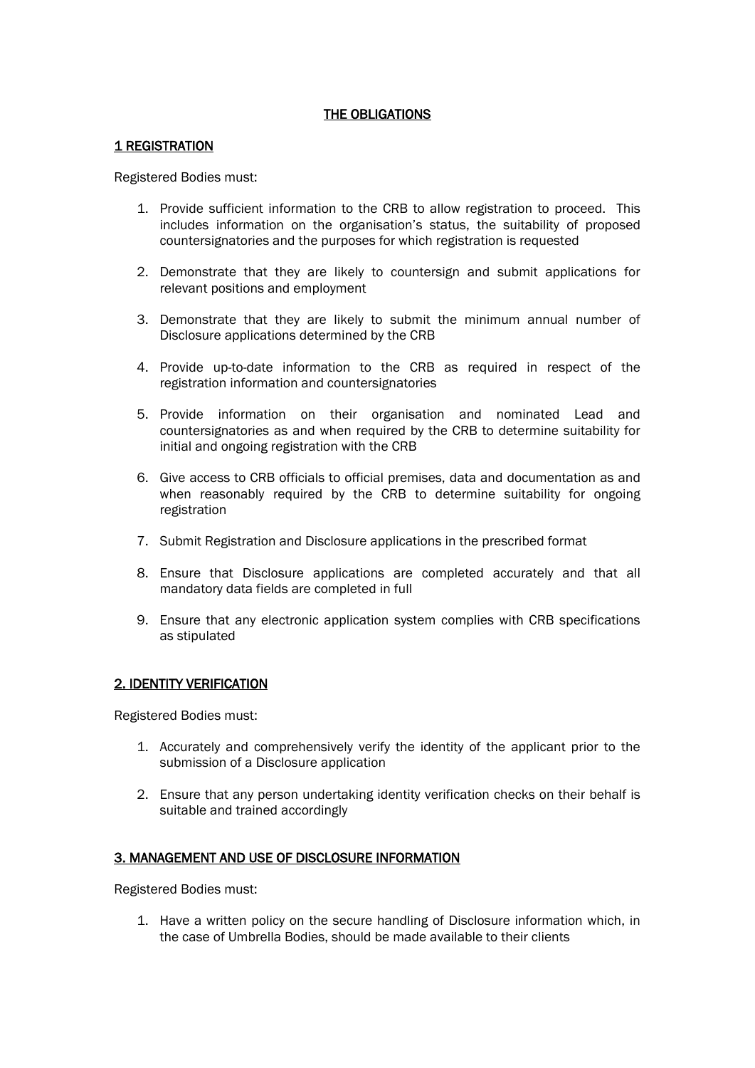## THE OBLIGATIONS

### 1 REGISTRATION

Registered Bodies must:

1. Provide sufficient information to the CRB to allow registration to proceed. This includes information on the organisation's status, the suitability of proposed countersignatories and the purposes for which registration is requested

2. Demonstrate that they are likely to countersign and submit applications for relevant positions and employment

3. Demonstrate that they are likely to submit the minimum annual number of Disclosure applications determined by the CRB

4. Provide up-to-date information to the CRB as required in respect of the registration information and countersignatories

5. Provide information on their organisation and nominated Lead and countersignatories as and when required by the CRB to determine suitability for initial and ongoing registration with the CRB

6. Give access to CRB officials to official premises, data and documentation as and when reasonably required by the CRB to determine suitability for ongoing registration

7. Submit Registration and Disclosure applications in the prescribed format

8. Ensure that Disclosure applications are completed accurately and that all mandatory data fields are completed in full

9. Ensure that any electronic application system complies with CRB specifications as stipulated

### 2. IDENTITY VERIFICATION

Registered Bodies must:

1. Accurately and comprehensively verify the identity of the applicant prior to the submission of a Disclosure application

2. Ensure that any person undertaking identity verification checks on their behalf is suitable and trained accordingly

### 3. MANAGEMENT AND USE OF DISCLOSURE INFORMATION

Registered Bodies must:

1. Have a written policy on the secure handling of Disclosure information which, in the case of Umbrella Bodies, should be made available to their clients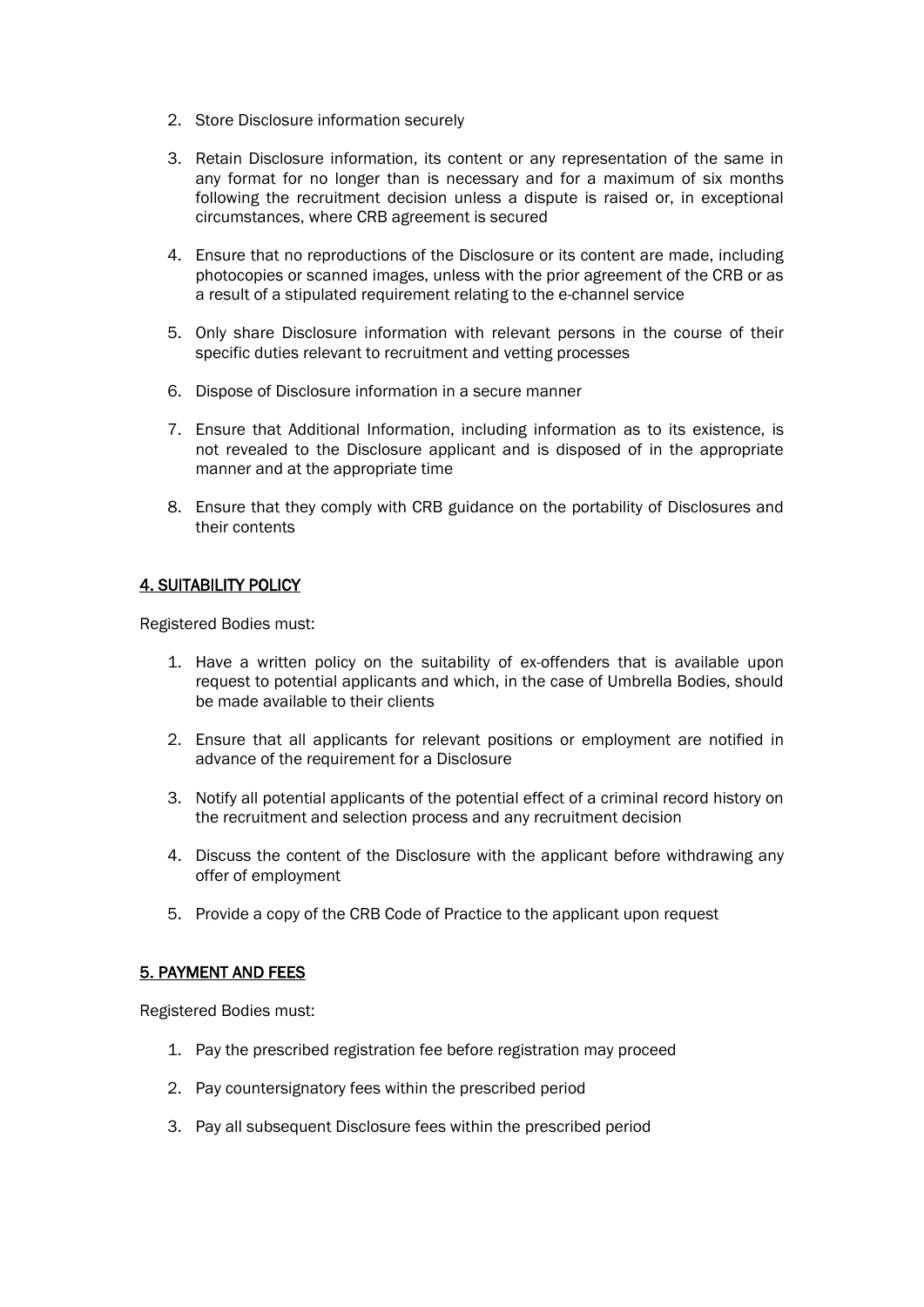2. Store Disclosure information securely

3. Retain Disclosure information, its content or any representation of the same in any format for no longer than is necessary and for a maximum of six months following the recruitment decision unless a dispute is raised or, in exceptional circumstances, where CRB agreement is secured

4. Ensure that no reproductions of the Disclosure or its content are made, including photocopies or scanned images, unless with the prior agreement of the CRB or as a result of a stipulated requirement relating to the e-channel service

5. Only share Disclosure information with relevant persons in the course of their specific duties relevant to recruitment and vetting processes

6. Dispose of Disclosure information in a secure manner

7. Ensure that Additional Information, including information as to its existence, is not revealed to the Disclosure applicant and is disposed of in the appropriate manner and at the appropriate time

8. Ensure that they comply with CRB guidance on the portability of Disclosures and their contents

## 4. SUITABILITY POLICY

Registered Bodies must:

1. Have a written policy on the suitability of ex-offenders that is available upon request to potential applicants and which, in the case of Umbrella Bodies, should be made available to their clients

2. Ensure that all applicants for relevant positions or employment are notified in advance of the requirement for a Disclosure

3. Notify all potential applicants of the potential effect of a criminal record history on the recruitment and selection process and any recruitment decision

4. Discuss the content of the Disclosure with the applicant before withdrawing any offer of employment

5. Provide a copy of the CRB Code of Practice to the applicant upon request

## 5. PAYMENT AND FEES

Registered Bodies must:

1. Pay the prescribed registration fee before registration may proceed

2. Pay countersignatory fees within the prescribed period

3. Pay all subsequent Disclosure fees within the prescribed period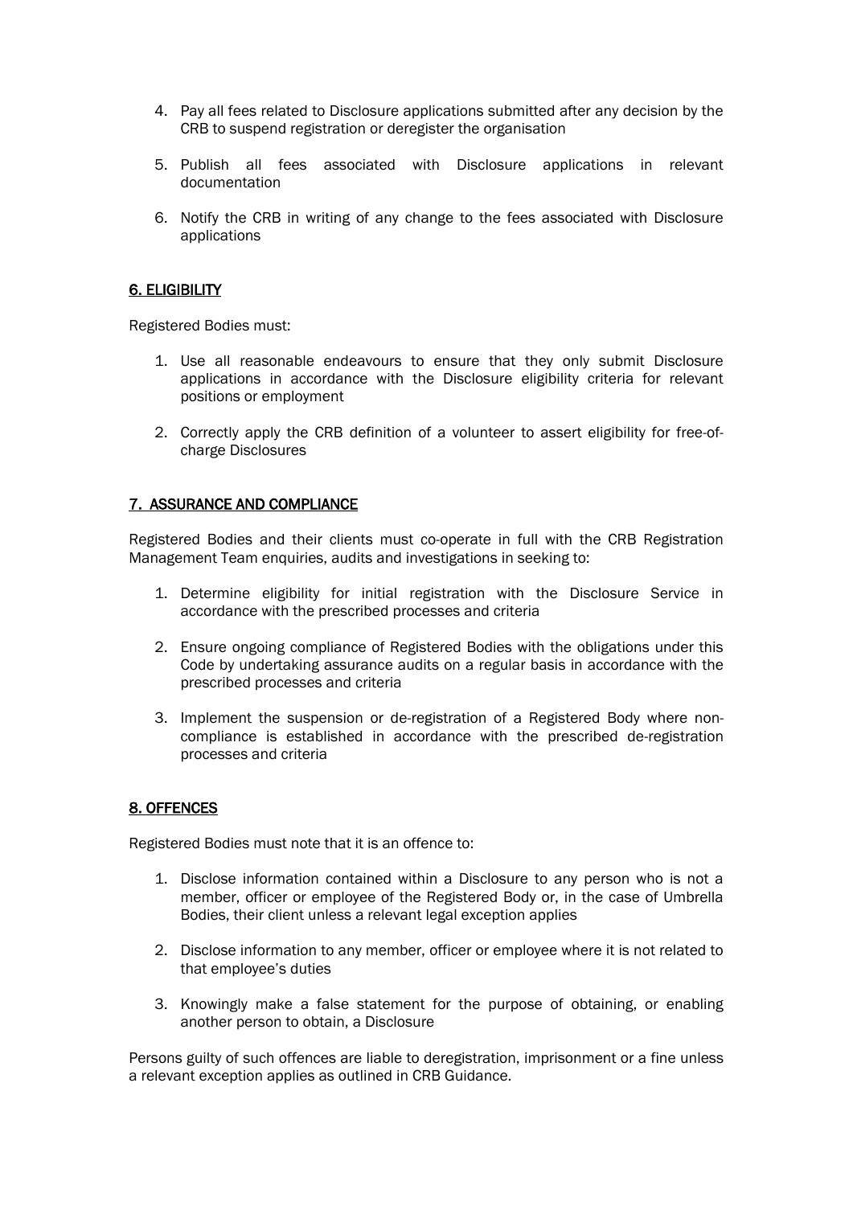4. Pay all fees related to Disclosure applications submitted after any decision by the CRB to suspend registration or deregister the organisation

5. Publish all fees associated with Disclosure applications in relevant documentation

6. Notify the CRB in writing of any change to the fees associated with Disclosure applications

## 6. ELIGIBILITY

Registered Bodies must:

1. Use all reasonable endeavours to ensure that they only submit Disclosure applications in accordance with the Disclosure eligibility criteria for relevant positions or employment

2. Correctly apply the CRB definition of a volunteer to assert eligibility for free-of-charge Disclosures

## 7. ASSURANCE AND COMPLIANCE

Registered Bodies and their clients must co-operate in full with the CRB Registration Management Team enquiries, audits and investigations in seeking to:

1. Determine eligibility for initial registration with the Disclosure Service in accordance with the prescribed processes and criteria

2. Ensure ongoing compliance of Registered Bodies with the obligations under this Code by undertaking assurance audits on a regular basis in accordance with the prescribed processes and criteria

3. Implement the suspension or de-registration of a Registered Body where non-compliance is established in accordance with the prescribed de-registration processes and criteria

## 8. OFFENCES

Registered Bodies must note that it is an offence to:

1. Disclose information contained within a Disclosure to any person who is not a member, officer or employee of the Registered Body or, in the case of Umbrella Bodies, their client unless a relevant legal exception applies

2. Disclose information to any member, officer or employee where it is not related to that employee's duties

3. Knowingly make a false statement for the purpose of obtaining, or enabling another person to obtain, a Disclosure

Persons guilty of such offences are liable to deregistration, imprisonment or a fine unless a relevant exception applies as outlined in CRB Guidance.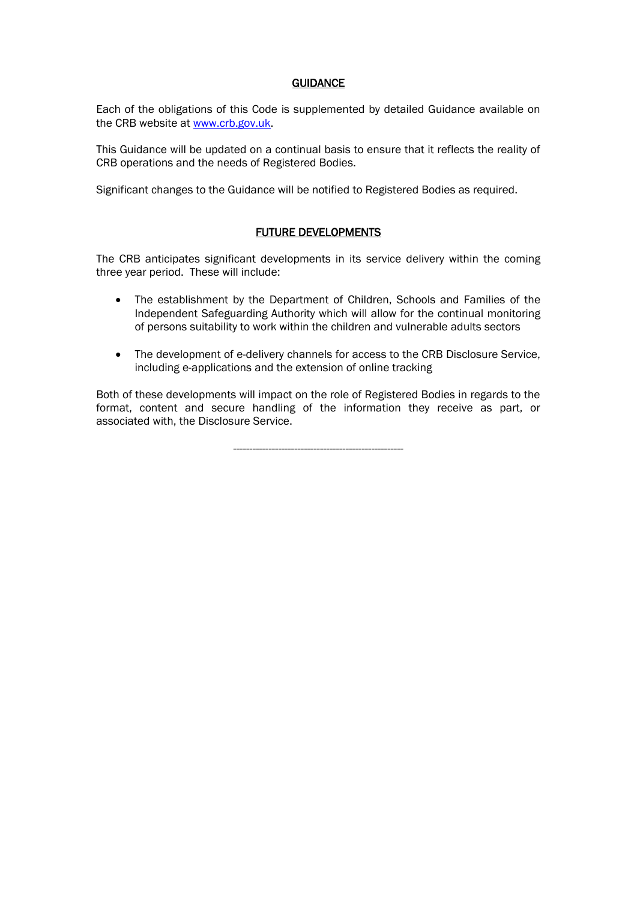## GUIDANCE

Each of the obligations of this Code is supplemented by detailed Guidance available on the CRB website at [www.crb.gov.uk](http://www.crb.gov.uk).

This Guidance will be updated on a continual basis to ensure that it reflects the reality of CRB operations and the needs of Registered Bodies.

Significant changes to the Guidance will be notified to Registered Bodies as required.

## FUTURE DEVELOPMENTS

The CRB anticipates significant developments in its service delivery within the coming three year period. These will include:

- The establishment by the Department of Children, Schools and Families of the Independent Safeguarding Authority which will allow for the continual monitoring of persons suitability to work within the children and vulnerable adults sectors

- The development of e-delivery channels for access to the CRB Disclosure Service, including e-applications and the extension of online tracking

Both of these developments will impact on the role of Registered Bodies in regards to the format, content and secure handling of the information they receive as part, or associated with, the Disclosure Service.

---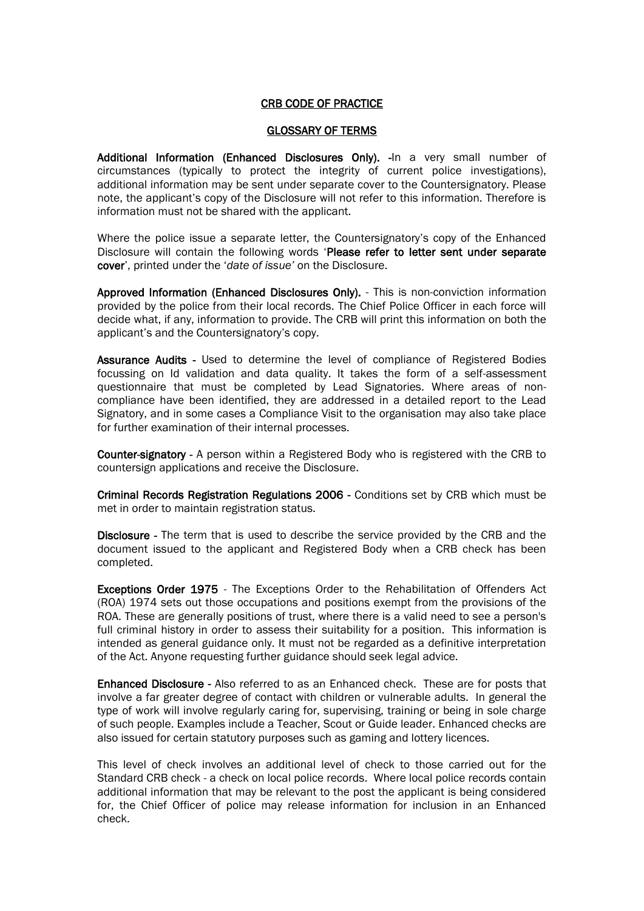## CRB CODE OF PRACTICE

## GLOSSARY OF TERMS

**Additional Information (Enhanced Disclosures Only).** -In a very small number of circumstances (typically to protect the integrity of current police investigations), additional information may be sent under separate cover to the Countersignatory. Please note, the applicant's copy of the Disclosure will not refer to this information. Therefore is information must not be shared with the applicant.

Where the police issue a separate letter, the Countersignatory's copy of the Enhanced Disclosure will contain the following words '**Please refer to letter sent under separate cover**', printed under the '*date of issue'* on the Disclosure.

**Approved Information (Enhanced Disclosures Only).** - This is non-conviction information provided by the police from their local records. The Chief Police Officer in each force will decide what, if any, information to provide. The CRB will print this information on both the applicant's and the Countersignatory's copy.

**Assurance Audits** - Used to determine the level of compliance of Registered Bodies focussing on Id validation and data quality. It takes the form of a self-assessment questionnaire that must be completed by Lead Signatories. Where areas of non-compliance have been identified, they are addressed in a detailed report to the Lead Signatory, and in some cases a Compliance Visit to the organisation may also take place for further examination of their internal processes.

**Counter-signatory** - A person within a Registered Body who is registered with the CRB to countersign applications and receive the Disclosure.

**Criminal Records Registration Regulations 2006** - Conditions set by CRB which must be met in order to maintain registration status.

**Disclosure** - The term that is used to describe the service provided by the CRB and the document issued to the applicant and Registered Body when a CRB check has been completed.

**Exceptions Order 1975** - The Exceptions Order to the Rehabilitation of Offenders Act (ROA) 1974 sets out those occupations and positions exempt from the provisions of the ROA. These are generally positions of trust, where there is a valid need to see a person's full criminal history in order to assess their suitability for a position. This information is intended as general guidance only. It must not be regarded as a definitive interpretation of the Act. Anyone requesting further guidance should seek legal advice.

**Enhanced Disclosure** - Also referred to as an Enhanced check. These are for posts that involve a far greater degree of contact with children or vulnerable adults. In general the type of work will involve regularly caring for, supervising, training or being in sole charge of such people. Examples include a Teacher, Scout or Guide leader. Enhanced checks are also issued for certain statutory purposes such as gaming and lottery licences.

This level of check involves an additional level of check to those carried out for the Standard CRB check - a check on local police records. Where local police records contain additional information that may be relevant to the post the applicant is being considered for, the Chief Officer of police may release information for inclusion in an Enhanced check.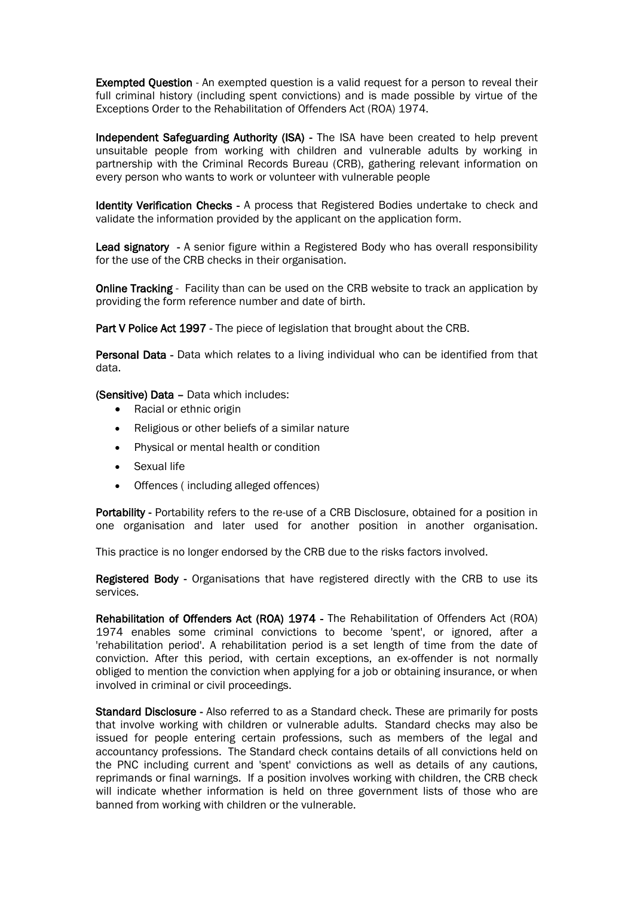**Exempted Question** - An exempted question is a valid request for a person to reveal their full criminal history (including spent convictions) and is made possible by virtue of the Exceptions Order to the Rehabilitation of Offenders Act (ROA) 1974.

**Independent Safeguarding Authority (ISA)** - The ISA have been created to help prevent unsuitable people from working with children and vulnerable adults by working in partnership with the Criminal Records Bureau (CRB), gathering relevant information on every person who wants to work or volunteer with vulnerable people

**Identity Verification Checks** - A process that Registered Bodies undertake to check and validate the information provided by the applicant on the application form.

**Lead signatory** - A senior figure within a Registered Body who has overall responsibility for the use of the CRB checks in their organisation.

**Online Tracking** - Facility than can be used on the CRB website to track an application by providing the form reference number and date of birth.

**Part V Police Act 1997** - The piece of legislation that brought about the CRB.

**Personal Data** - Data which relates to a living individual who can be identified from that data.

**(Sensitive) Data** – Data which includes:

- Racial or ethnic origin
- Religious or other beliefs of a similar nature
- Physical or mental health or condition
- Sexual life
- Offences ( including alleged offences)

**Portability** - Portability refers to the re-use of a CRB Disclosure, obtained for a position in one organisation and later used for another position in another organisation.

This practice is no longer endorsed by the CRB due to the risks factors involved.

**Registered Body** - Organisations that have registered directly with the CRB to use its services.

**Rehabilitation of Offenders Act (ROA) 1974** - The Rehabilitation of Offenders Act (ROA) 1974 enables some criminal convictions to become 'spent', or ignored, after a 'rehabilitation period'. A rehabilitation period is a set length of time from the date of conviction. After this period, with certain exceptions, an ex-offender is not normally obliged to mention the conviction when applying for a job or obtaining insurance, or when involved in criminal or civil proceedings.

**Standard Disclosure** - Also referred to as a Standard check. These are primarily for posts that involve working with children or vulnerable adults. Standard checks may also be issued for people entering certain professions, such as members of the legal and accountancy professions. The Standard check contains details of all convictions held on the PNC including current and 'spent' convictions as well as details of any cautions, reprimands or final warnings. If a position involves working with children, the CRB check will indicate whether information is held on three government lists of those who are banned from working with children or the vulnerable.